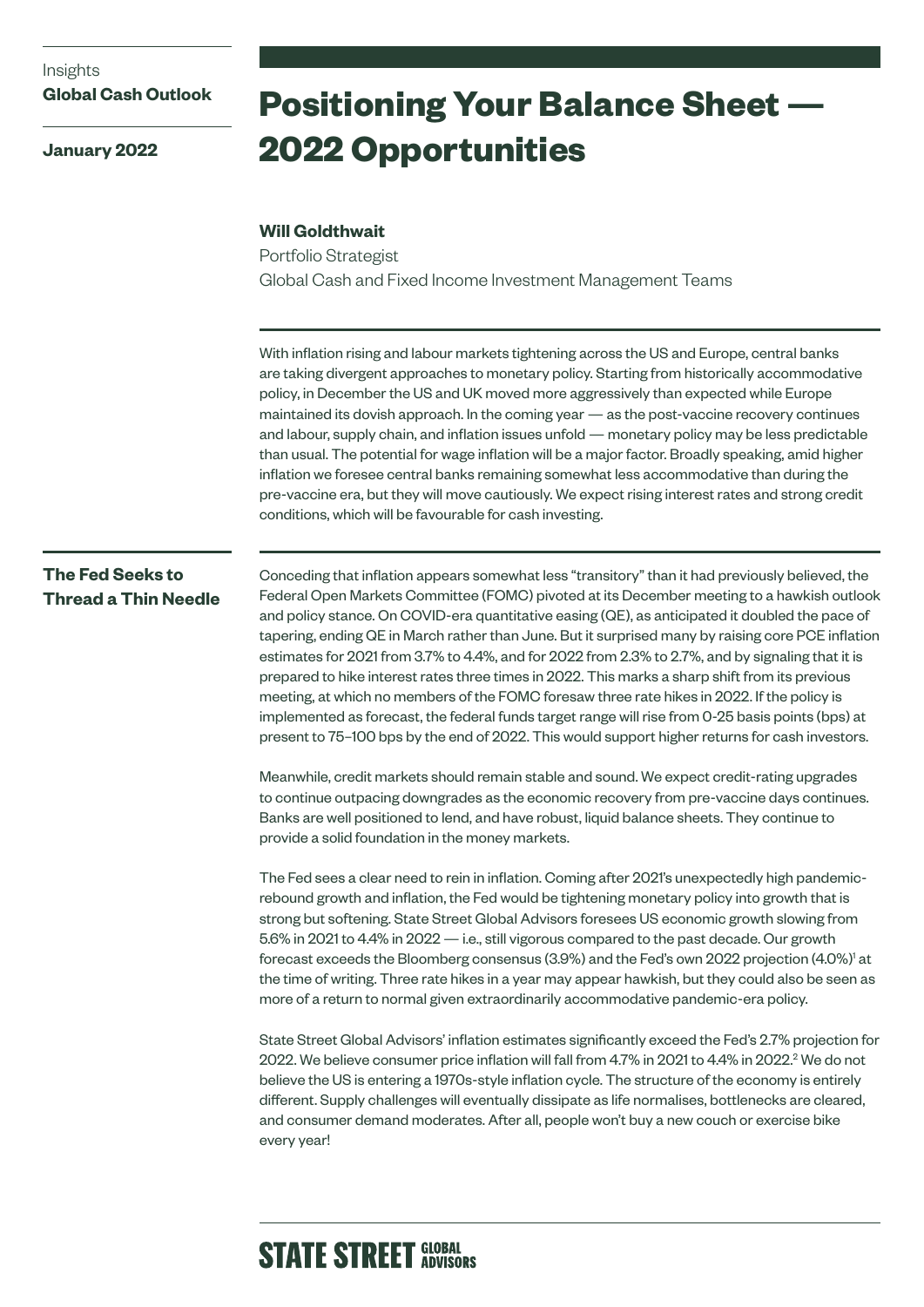Insights
**Global Cash Outlook**

**January 2022**

# Positioning Your Balance Sheet — 2022 Opportunities

**Will Goldthwait**
Portfolio Strategist
Global Cash and Fixed Income Investment Management Teams

With inflation rising and labour markets tightening across the US and Europe, central banks are taking divergent approaches to monetary policy. Starting from historically accommodative policy, in December the US and UK moved more aggressively than expected while Europe maintained its dovish approach. In the coming year — as the post-vaccine recovery continues and labour, supply chain, and inflation issues unfold — monetary policy may be less predictable than usual. The potential for wage inflation will be a major factor. Broadly speaking, amid higher inflation we foresee central banks remaining somewhat less accommodative than during the pre-vaccine era, but they will move cautiously. We expect rising interest rates and strong credit conditions, which will be favourable for cash investing.

## The Fed Seeks to Thread a Thin Needle

Conceding that inflation appears somewhat less "transitory" than it had previously believed, the Federal Open Markets Committee (FOMC) pivoted at its December meeting to a hawkish outlook and policy stance. On COVID-era quantitative easing (QE), as anticipated it doubled the pace of tapering, ending QE in March rather than June. But it surprised many by raising core PCE inflation estimates for 2021 from 3.7% to 4.4%, and for 2022 from 2.3% to 2.7%, and by signaling that it is prepared to hike interest rates three times in 2022. This marks a sharp shift from its previous meeting, at which no members of the FOMC foresaw three rate hikes in 2022. If the policy is implemented as forecast, the federal funds target range will rise from 0-25 basis points (bps) at present to 75–100 bps by the end of 2022. This would support higher returns for cash investors.

Meanwhile, credit markets should remain stable and sound. We expect credit-rating upgrades to continue outpacing downgrades as the economic recovery from pre-vaccine days continues. Banks are well positioned to lend, and have robust, liquid balance sheets. They continue to provide a solid foundation in the money markets.

The Fed sees a clear need to rein in inflation. Coming after 2021's unexpectedly high pandemic-rebound growth and inflation, the Fed would be tightening monetary policy into growth that is strong but softening. State Street Global Advisors foresees US economic growth slowing from 5.6% in 2021 to 4.4% in 2022 — i.e., still vigorous compared to the past decade. Our growth forecast exceeds the Bloomberg consensus (3.9%) and the Fed's own 2022 projection (4.0%)[1] at the time of writing. Three rate hikes in a year may appear hawkish, but they could also be seen as more of a return to normal given extraordinarily accommodative pandemic-era policy.

State Street Global Advisors' inflation estimates significantly exceed the Fed's 2.7% projection for 2022. We believe consumer price inflation will fall from 4.7% in 2021 to 4.4% in 2022.[2] We do not believe the US is entering a 1970s-style inflation cycle. The structure of the economy is entirely different. Supply challenges will eventually dissipate as life normalises, bottlenecks are cleared, and consumer demand moderates. After all, people won't buy a new couch or exercise bike every year!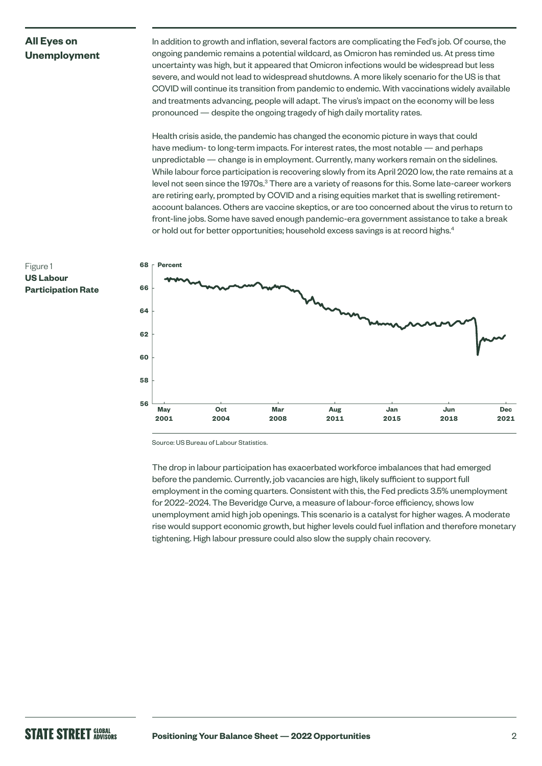## All Eyes on Unemployment

In addition to growth and inflation, several factors are complicating the Fed's job. Of course, the ongoing pandemic remains a potential wildcard, as Omicron has reminded us. At press time uncertainty was high, but it appeared that Omicron infections would be widespread but less severe, and would not lead to widespread shutdowns. A more likely scenario for the US is that COVID will continue its transition from pandemic to endemic. With vaccinations widely available and treatments advancing, people will adapt. The virus's impact on the economy will be less pronounced — despite the ongoing tragedy of high daily mortality rates.

Health crisis aside, the pandemic has changed the economic picture in ways that could have medium- to long-term impacts. For interest rates, the most notable — and perhaps unpredictable — change is in employment. Currently, many workers remain on the sidelines. While labour force participation is recovering slowly from its April 2020 low, the rate remains at a level not seen since the 1970s.[3] There are a variety of reasons for this. Some late-career workers are retiring early, prompted by COVID and a rising equities market that is swelling retirement-account balances. Others are vaccine skeptics, or are too concerned about the virus to return to front-line jobs. Some have saved enough pandemic-era government assistance to take a break or hold out for better opportunities; household excess savings is at record highs.[4]

Figure 1
**US Labour Participation Rate**

Source: US Bureau of Labour Statistics.

The drop in labour participation has exacerbated workforce imbalances that had emerged before the pandemic. Currently, job vacancies are high, likely sufficient to support full employment in the coming quarters. Consistent with this, the Fed predicts 3.5% unemployment for 2022–2024. The Beveridge Curve, a measure of labour-force efficiency, shows low unemployment amid high job openings. This scenario is a catalyst for higher wages. A moderate rise would support economic growth, but higher levels could fuel inflation and therefore monetary tightening. High labour pressure could also slow the supply chain recovery.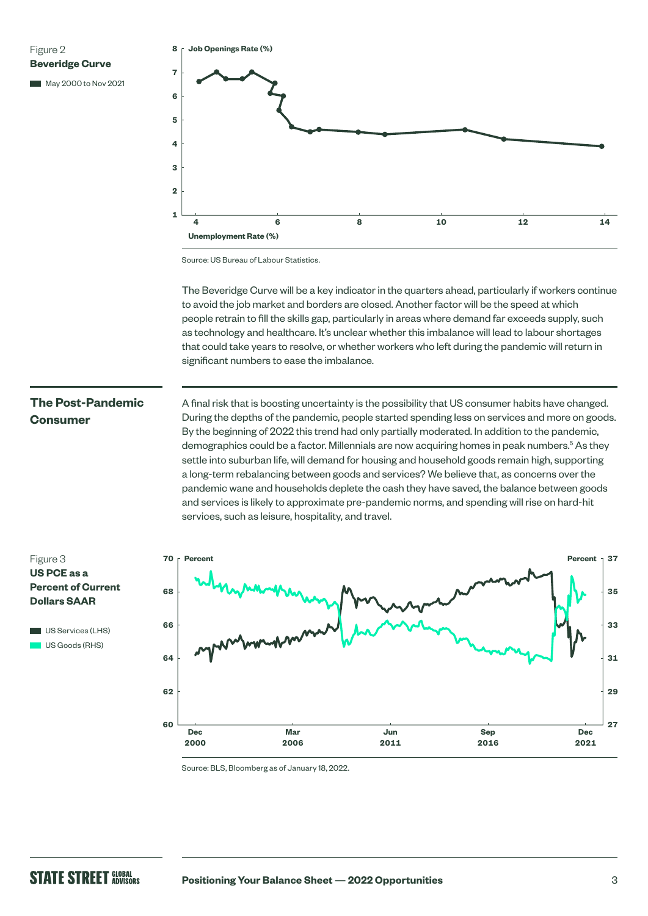Figure 2
**Beveridge Curve**

May 2000 to Nov 2021

Source: US Bureau of Labour Statistics.

The Beveridge Curve will be a key indicator in the quarters ahead, particularly if workers continue to avoid the job market and borders are closed. Another factor will be the speed at which people retrain to fill the skills gap, particularly in areas where demand far exceeds supply, such as technology and healthcare. It's unclear whether this imbalance will lead to labour shortages that could take years to resolve, or whether workers who left during the pandemic will return in significant numbers to ease the imbalance.

## The Post-Pandemic Consumer

A final risk that is boosting uncertainty is the possibility that US consumer habits have changed. During the depths of the pandemic, people started spending less on services and more on goods. By the beginning of 2022 this trend had only partially moderated. In addition to the pandemic, demographics could be a factor. Millennials are now acquiring homes in peak numbers.[5] As they settle into suburban life, will demand for housing and household goods remain high, supporting a long-term rebalancing between goods and services? We believe that, as concerns over the pandemic wane and households deplete the cash they have saved, the balance between goods and services is likely to approximate pre-pandemic norms, and spending will rise on hard-hit services, such as leisure, hospitality, and travel.

Figure 3
**US PCE as a Percent of Current Dollars SAAR**

US Services (LHS)
US Goods (RHS)

Source: BLS, Bloomberg as of January 18, 2022.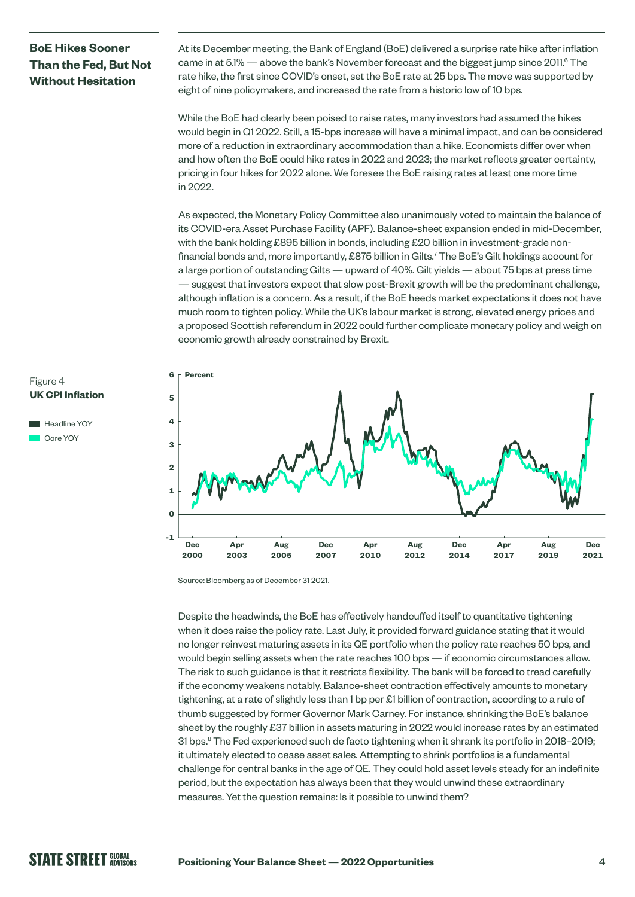## BoE Hikes Sooner Than the Fed, But Not Without Hesitation

At its December meeting, the Bank of England (BoE) delivered a surprise rate hike after inflation came in at 5.1% — above the bank's November forecast and the biggest jump since 2011.[6] The rate hike, the first since COVID's onset, set the BoE rate at 25 bps. The move was supported by eight of nine policymakers, and increased the rate from a historic low of 10 bps.

While the BoE had clearly been poised to raise rates, many investors had assumed the hikes would begin in Q1 2022. Still, a 15-bps increase will have a minimal impact, and can be considered more of a reduction in extraordinary accommodation than a hike. Economists differ over when and how often the BoE could hike rates in 2022 and 2023; the market reflects greater certainty, pricing in four hikes for 2022 alone. We foresee the BoE raising rates at least one more time in 2022.

As expected, the Monetary Policy Committee also unanimously voted to maintain the balance of its COVID-era Asset Purchase Facility (APF). Balance-sheet expansion ended in mid-December, with the bank holding £895 billion in bonds, including £20 billion in investment-grade non-financial bonds and, more importantly, £875 billion in Gilts.[7] The BoE's Gilt holdings account for a large portion of outstanding Gilts — upward of 40%. Gilt yields — about 75 bps at press time — suggest that investors expect that slow post-Brexit growth will be the predominant challenge, although inflation is a concern. As a result, if the BoE heeds market expectations it does not have much room to tighten policy. While the UK's labour market is strong, elevated energy prices and a proposed Scottish referendum in 2022 could further complicate monetary policy and weigh on economic growth already constrained by Brexit.

Figure 4
**UK CPI Inflation**

Headline YOY
Core YOY

Source: Bloomberg as of December 31 2021.

Despite the headwinds, the BoE has effectively handcuffed itself to quantitative tightening when it does raise the policy rate. Last July, it provided forward guidance stating that it would no longer reinvest maturing assets in its QE portfolio when the policy rate reaches 50 bps, and would begin selling assets when the rate reaches 100 bps — if economic circumstances allow. The risk to such guidance is that it restricts flexibility. The bank will be forced to tread carefully if the economy weakens notably. Balance-sheet contraction effectively amounts to monetary tightening, at a rate of slightly less than 1 bp per £1 billion of contraction, according to a rule of thumb suggested by former Governor Mark Carney. For instance, shrinking the BoE's balance sheet by the roughly £37 billion in assets maturing in 2022 would increase rates by an estimated 31 bps.[8] The Fed experienced such de facto tightening when it shrank its portfolio in 2018–2019; it ultimately elected to cease asset sales. Attempting to shrink portfolios is a fundamental challenge for central banks in the age of QE. They could hold asset levels steady for an indefinite period, but the expectation has always been that they would unwind these extraordinary measures. Yet the question remains: Is it possible to unwind them?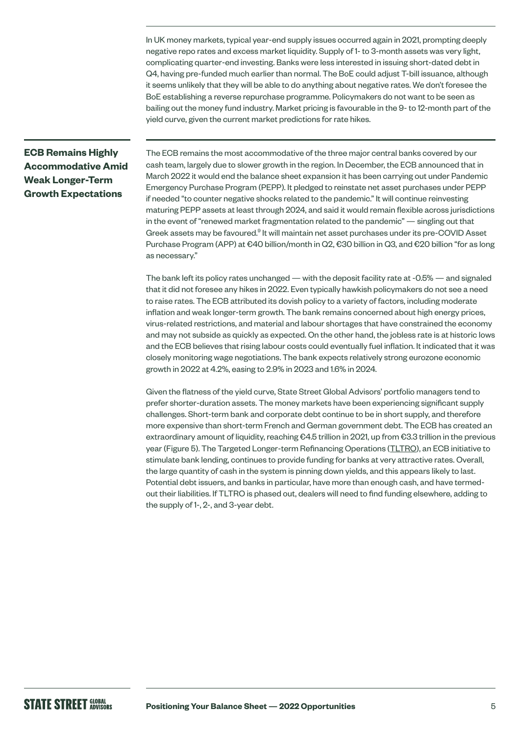In UK money markets, typical year-end supply issues occurred again in 2021, prompting deeply negative repo rates and excess market liquidity. Supply of 1- to 3-month assets was very light, complicating quarter-end investing. Banks were less interested in issuing short-dated debt in Q4, having pre-funded much earlier than normal. The BoE could adjust T-bill issuance, although it seems unlikely that they will be able to do anything about negative rates. We don't foresee the BoE establishing a reverse repurchase programme. Policymakers do not want to be seen as bailing out the money fund industry. Market pricing is favourable in the 9- to 12-month part of the yield curve, given the current market predictions for rate hikes.

## ECB Remains Highly Accommodative Amid Weak Longer-Term Growth Expectations

The ECB remains the most accommodative of the three major central banks covered by our cash team, largely due to slower growth in the region. In December, the ECB announced that in March 2022 it would end the balance sheet expansion it has been carrying out under Pandemic Emergency Purchase Program (PEPP). It pledged to reinstate net asset purchases under PEPP if needed "to counter negative shocks related to the pandemic." It will continue reinvesting maturing PEPP assets at least through 2024, and said it would remain flexible across jurisdictions in the event of "renewed market fragmentation related to the pandemic" — singling out that Greek assets may be favoured.[9] It will maintain net asset purchases under its pre-COVID Asset Purchase Program (APP) at €40 billion/month in Q2, €30 billion in Q3, and €20 billion "for as long as necessary."

The bank left its policy rates unchanged — with the deposit facility rate at -0.5% — and signaled that it did not foresee any hikes in 2022. Even typically hawkish policymakers do not see a need to raise rates. The ECB attributed its dovish policy to a variety of factors, including moderate inflation and weak longer-term growth. The bank remains concerned about high energy prices, virus-related restrictions, and material and labour shortages that have constrained the economy and may not subside as quickly as expected. On the other hand, the jobless rate is at historic lows and the ECB believes that rising labour costs could eventually fuel inflation. It indicated that it was closely monitoring wage negotiations. The bank expects relatively strong eurozone economic growth in 2022 at 4.2%, easing to 2.9% in 2023 and 1.6% in 2024.

Given the flatness of the yield curve, State Street Global Advisors' portfolio managers tend to prefer shorter-duration assets. The money markets have been experiencing significant supply challenges. Short-term bank and corporate debt continue to be in short supply, and therefore more expensive than short-term French and German government debt. The ECB has created an extraordinary amount of liquidity, reaching €4.5 trillion in 2021, up from €3.3 trillion in the previous year (Figure 5). The Targeted Longer-term Refinancing Operations (TLTRO), an ECB initiative to stimulate bank lending, continues to provide funding for banks at very attractive rates. Overall, the large quantity of cash in the system is pinning down yields, and this appears likely to last. Potential debt issuers, and banks in particular, have more than enough cash, and have termed-out their liabilities. If TLTRO is phased out, dealers will need to find funding elsewhere, adding to the supply of 1-, 2-, and 3-year debt.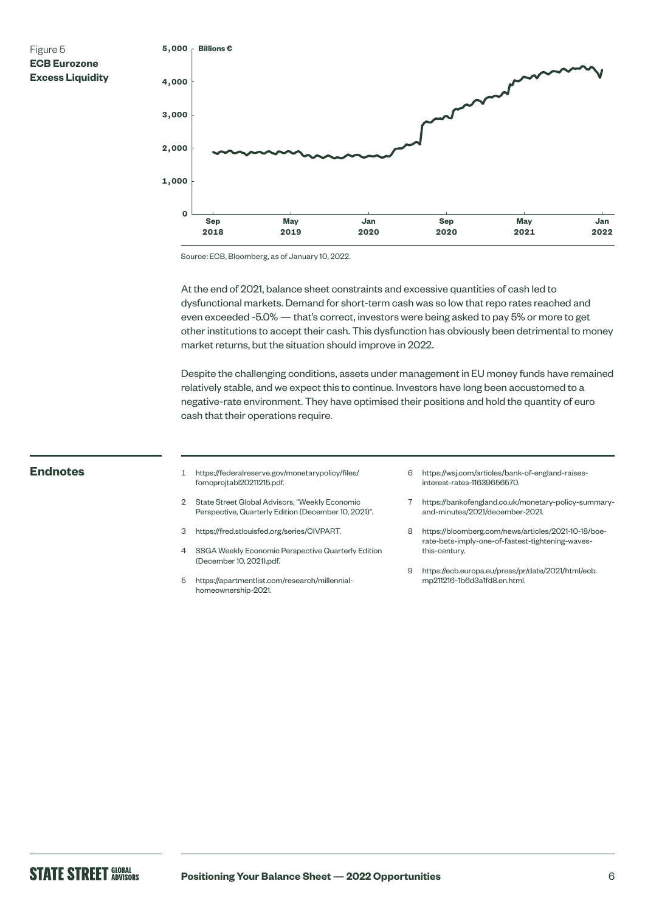Figure 5
**ECB Eurozone Excess Liquidity**

Source: ECB, Bloomberg, as of January 10, 2022.

At the end of 2021, balance sheet constraints and excessive quantities of cash led to dysfunctional markets. Demand for short-term cash was so low that repo rates reached and even exceeded -5.0% — that's correct, investors were being asked to pay 5% or more to get other institutions to accept their cash. This dysfunction has obviously been detrimental to money market returns, but the situation should improve in 2022.

Despite the challenging conditions, assets under management in EU money funds have remained relatively stable, and we expect this to continue. Investors have long been accustomed to a negative-rate environment. They have optimised their positions and hold the quantity of euro cash that their operations require.

## Endnotes

1. https://federalreserve.gov/monetarypolicy/files/fomcprojtabl20211215.pdf.
2. State Street Global Advisors, "Weekly Economic Perspective, Quarterly Edition (December 10, 2021)".
3. https://fred.stlouisfed.org/series/CIVPART.
4. SSGA Weekly Economic Perspective Quarterly Edition (December 10, 2021).pdf.
5. https://apartmentlist.com/research/millennial-homeownership-2021.
6. https://wsj.com/articles/bank-of-england-raises-interest-rates-11639656570.
7. https://bankofengland.co.uk/monetary-policy-summary-and-minutes/2021/december-2021.
8. https://bloomberg.com/news/articles/2021-10-18/boe-rate-bets-imply-one-of-fastest-tightening-waves-this-century.
9. https://ecb.europa.eu/press/pr/date/2021/html/ecb.mp211216~1b6d3a1fd8.en.html.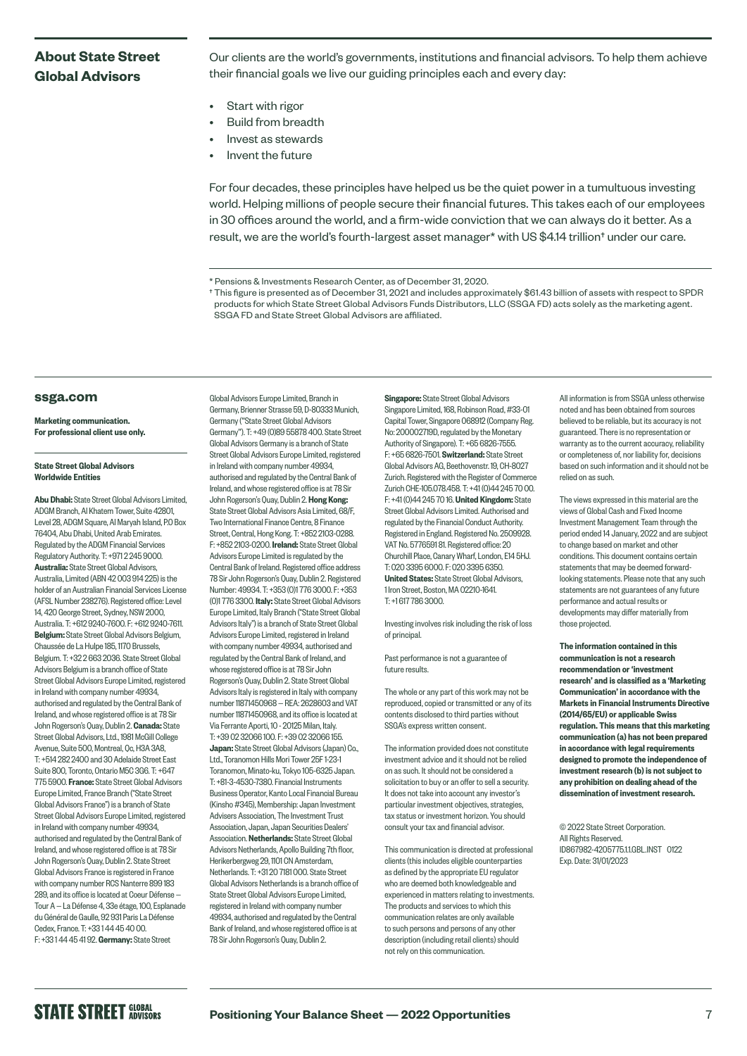## About State Street Global Advisors

Our clients are the world's governments, institutions and financial advisors. To help them achieve their financial goals we live our guiding principles each and every day:

- Start with rigor
- Build from breadth
- Invest as stewards
- Invent the future

For four decades, these principles have helped us be the quiet power in a tumultuous investing world. Helping millions of people secure their financial futures. This takes each of our employees in 30 offices around the world, and a firm-wide conviction that we can always do it better. As a result, we are the world's fourth-largest asset manager* with US $4.14 trillion† under our care.

\* Pensions & Investments Research Center, as of December 31, 2020.

† This figure is presented as of December 31, 2021 and includes approximately $61.43 billion of assets with respect to SPDR products for which State Street Global Advisors Funds Distributors, LLC (SSGA FD) acts solely as the marketing agent. SSGA FD and State Street Global Advisors are affiliated.

**ssga.com**

**Marketing communication. For professional client use only.**

**State Street Global Advisors Worldwide Entities**

**Abu Dhabi:** State Street Global Advisors Limited, ADGM Branch, Al Khatem Tower, Suite 42801, Level 28, ADGM Square, Al Maryah Island, P.O Box 76404, Abu Dhabi, United Arab Emirates. Regulated by the ADGM Financial Services Regulatory Authority. T: +971 2 245 9000. **Australia:** State Street Global Advisors, Australia, Limited (ABN 42 003 914 225) is the holder of an Australian Financial Services License (AFSL Number 238276). Registered office: Level 14, 420 George Street, Sydney, NSW 2000, Australia. T: +612 9240-7600. F: +612 9240-7611. **Belgium:** State Street Global Advisors Belgium, Chaussée de La Hulpe 185, 1170 Brussels, Belgium. T: +32 2 663 2036. State Street Global Advisors Belgium is a branch office of State Street Global Advisors Europe Limited, registered in Ireland with company number 49934, authorised and regulated by the Central Bank of Ireland, and whose registered office is at 78 Sir John Rogerson's Quay, Dublin 2. **Canada:** State Street Global Advisors, Ltd., 1981 McGill College Avenue, Suite 500, Montreal, Qc, H3A 3A8, T: +514 282 2400 and 30 Adelaide Street East Suite 800, Toronto, Ontario M5C 3G6. T: +647 775 5900. **France:** State Street Global Advisors Europe Limited, France Branch ("State Street Global Advisors France") is a branch of State Street Global Advisors Europe Limited, registered in Ireland with company number 49934, authorised and regulated by the Central Bank of Ireland, and whose registered office is at 78 Sir John Rogerson's Quay, Dublin 2. State Street Global Advisors France is registered in France with company number RCS Nanterre 899 183 289, and its office is located at Coeur Défense — Tour A — La Défense 4, 33e étage, 100, Esplanade du Général de Gaulle, 92 931 Paris La Défense Cedex, France. T: +33 1 44 45 40 00. F: +33 1 44 45 41 92. **Germany:** State Street Global Advisors Europe Limited, Branch in Germany, Brienner Strasse 59, D-80333 Munich, Germany ("State Street Global Advisors Germany"). T: +49 (0)89 55878 400. State Street Global Advisors Germany is a branch of State Street Global Advisors Europe Limited, registered in Ireland with company number 49934, authorised and regulated by the Central Bank of Ireland, and whose registered office is at 78 Sir John Rogerson's Quay, Dublin 2. **Hong Kong:** State Street Global Advisors Asia Limited, 68/F, Two International Finance Centre, 8 Finance Street, Central, Hong Kong. T: +852 2103-0288. F: +852 2103-0200. **Ireland:** State Street Global Advisors Europe Limited is regulated by the Central Bank of Ireland. Registered office address 78 Sir John Rogerson's Quay, Dublin 2. Registered Number: 49934. T: +353 (0)1 776 3000. F: +353 (0)1 776 3300. **Italy:** State Street Global Advisors Europe Limited, Italy Branch ("State Street Global Advisors Italy") is a branch of State Street Global Advisors Europe Limited, registered in Ireland with company number 49934, authorised and regulated by the Central Bank of Ireland, and whose registered office is at 78 Sir John Rogerson's Quay, Dublin 2. State Street Global Advisors Italy is registered in Italy with company number 11871450968 — REA: 2628603 and VAT number 11871450968, and its office is located at Via Ferrante Aporti, 10 - 20125 Milan, Italy. T: +39 02 32066 100. F: +39 02 32066 155. **Japan:** State Street Global Advisors (Japan) Co., Ltd., Toranomon Hills Mori Tower 25F 1-23-1 Toranomon, Minato-ku, Tokyo 105-6325 Japan. T: +81-3-4530-7380. Financial Instruments Business Operator, Kanto Local Financial Bureau (Kinsho #345), Membership: Japan Investment Advisers Association, The Investment Trust Association, Japan, Japan Securities Dealers' Association. **Netherlands:** State Street Global Advisors Netherlands, Apollo Building 7th floor, Herikerbergweg 29, 1101 CN Amsterdam, Netherlands. T: +31 20 7181 000. State Street Global Advisors Netherlands is a branch office of State Street Global Advisors Europe Limited, registered in Ireland with company number 49934, authorised and regulated by the Central Bank of Ireland, and whose registered office is at 78 Sir John Rogerson's Quay, Dublin 2. **Singapore:** State Street Global Advisors Singapore Limited, 168, Robinson Road, #33-01 Capital Tower, Singapore 068912 (Company Reg. No: 200002719D, regulated by the Monetary Authority of Singapore). T: +65 6826-7555. F: +65 6826-7501. **Switzerland:** State Street Global Advisors AG, Beethovenstr. 19, CH-8027 Zurich. Registered with the Register of Commerce Zurich CHE-105.078.458. T: +41 (0)44 245 70 00. F: +41 (0)44 245 70 16. **United Kingdom:** State Street Global Advisors Limited. Authorised and regulated by the Financial Conduct Authority. Registered in England. Registered No. 2509928. VAT No. 5776591 81. Registered office: 20 Churchill Place, Canary Wharf, London, E14 5HJ. T: 020 3395 6000. F: 020 3395 6350. **United States:** State Street Global Advisors, 1 Iron Street, Boston, MA 02210-1641. T: +1 617 786 3000.

Investing involves risk including the risk of loss of principal.

Past performance is not a guarantee of future results.

The whole or any part of this work may not be reproduced, copied or transmitted or any of its contents disclosed to third parties without SSGA's express written consent.

The information provided does not constitute investment advice and it should not be relied on as such. It should not be considered a solicitation to buy or an offer to sell a security. It does not take into account any investor's particular investment objectives, strategies, tax status or investment horizon. You should consult your tax and financial advisor.

This communication is directed at professional clients (this includes eligible counterparties as defined by the appropriate EU regulator who are deemed both knowledgeable and experienced in matters relating to investments. The products and services to which this communication relates are only available to such persons and persons of any other description (including retail clients) should not rely on this communication.

All information is from SSGA unless otherwise noted and has been obtained from sources believed to be reliable, but its accuracy is not guaranteed. There is no representation or warranty as to the current accuracy, reliability or completeness of, nor liability for, decisions based on such information and it should not be relied on as such.

The views expressed in this material are the views of Global Cash and Fixed Income Investment Management Team through the period ended 14 January, 2022 and are subject to change based on market and other conditions. This document contains certain statements that may be deemed forward-looking statements. Please note that any such statements are not guarantees of any future performance and actual results or developments may differ materially from those projected.

**The information contained in this communication is not a research recommendation or 'investment research' and is classified as a 'Marketing Communication' in accordance with the Markets in Financial Instruments Directive (2014/65/EU) or applicable Swiss regulation. This means that this marketing communication (a) has not been prepared in accordance with legal requirements designed to promote the independence of investment research (b) is not subject to any prohibition on dealing ahead of the dissemination of investment research.**

© 2022 State Street Corporation.
All Rights Reserved.
ID867982-4205775.1.1.GBL.INST 0122
Exp. Date: 31/01/2023